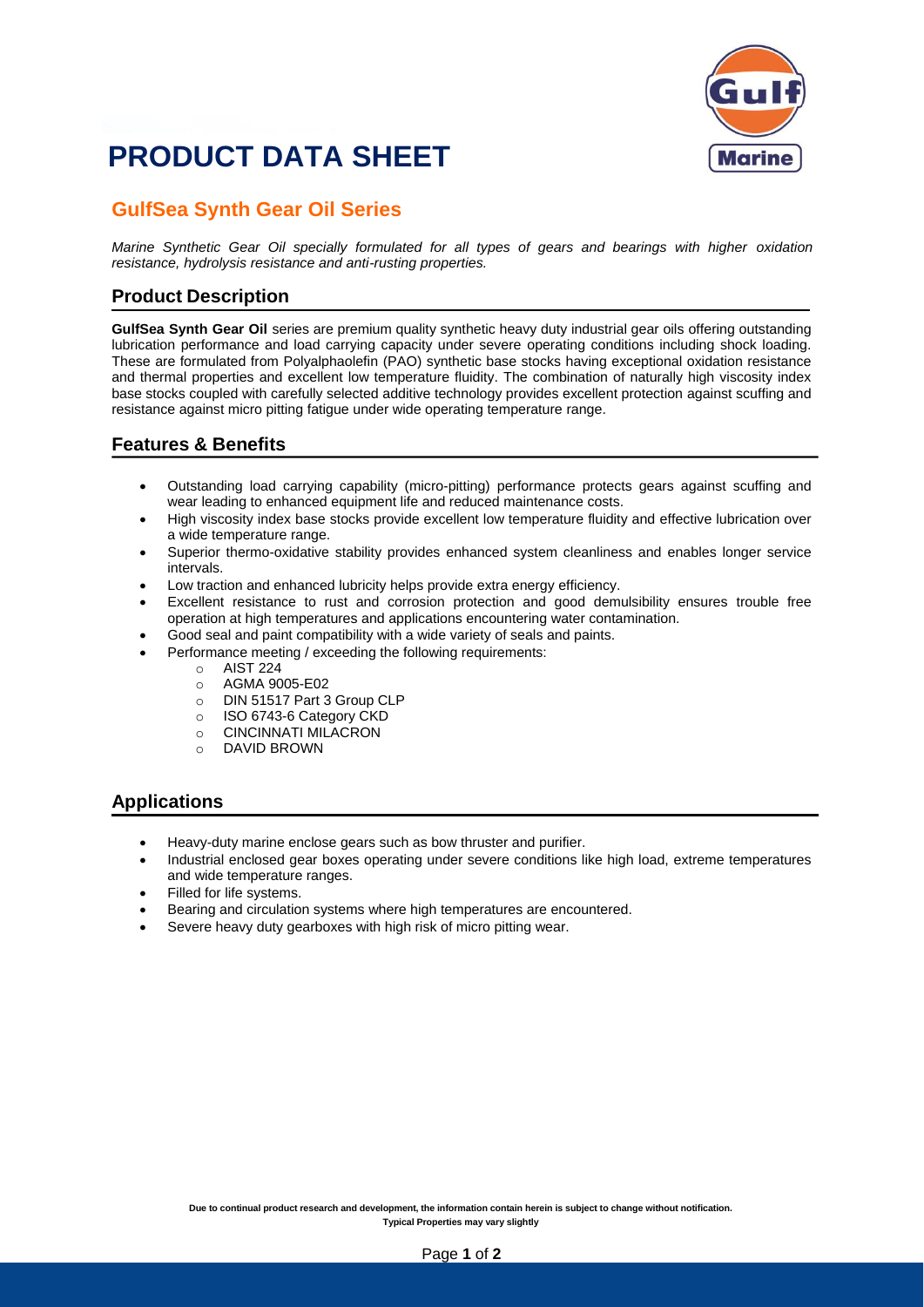# PRODUCT DATA SHEET

## GulfSea Synth Gear Oil Series

*Marine Synthetic Gear Oil specially formulated for all types of gears and bearings with higher oxidation resistance, hydrolysis resistance and anti-rusting properties.*

## Product Description

**GulfSea Synth Gear Oil** series are premium quality synthetic heavy duty industrial gear oils offering outstanding lubrication performance and load carrying capacity under severe operating conditions including shock loading. These are formulated from Polyalphaolefin (PAO) synthetic base stocks having exceptional oxidation resistance and thermal properties and excellent low temperature fluidity. The combination of naturally high viscosity index base stocks coupled with carefully selected additive technology provides excellent protection against scuffing and resistance against micro pitting fatigue under wide operating temperature range.

## Features & Benefits

- Outstanding load carrying capability (micro-pitting) performance protects gears against scuffing and wear leading to enhanced equipment life and reduced maintenance costs.
- High viscosity index base stocks provide excellent low temperature fluidity and effective lubrication over a wide temperature range.
- Superior thermo-oxidative stability provides enhanced system cleanliness and enables longer service intervals.
- Low traction and enhanced lubricity helps provide extra energy efficiency.
- Excellent resistance to rust and corrosion protection and good demulsibility ensures trouble free operation at high temperatures and applications encountering water contamination.
- Good seal and paint compatibility with a wide variety of seals and paints.
- Performance meeting / exceeding the following requirements:
  - AIST 224
  - AGMA 9005-E02
  - DIN 51517 Part 3 Group CLP
  - ISO 6743-6 Category CKD
  - CINCINNATI MILACRON
  - DAVID BROWN

## Applications

- Heavy-duty marine enclose gears such as bow thruster and purifier.
- Industrial enclosed gear boxes operating under severe conditions like high load, extreme temperatures and wide temperature ranges.
- Filled for life systems.
- Bearing and circulation systems where high temperatures are encountered.
- Severe heavy duty gearboxes with high risk of micro pitting wear.

**Due to continual product research and development, the information contain herein is subject to change without notification.**
**Typical Properties may vary slightly**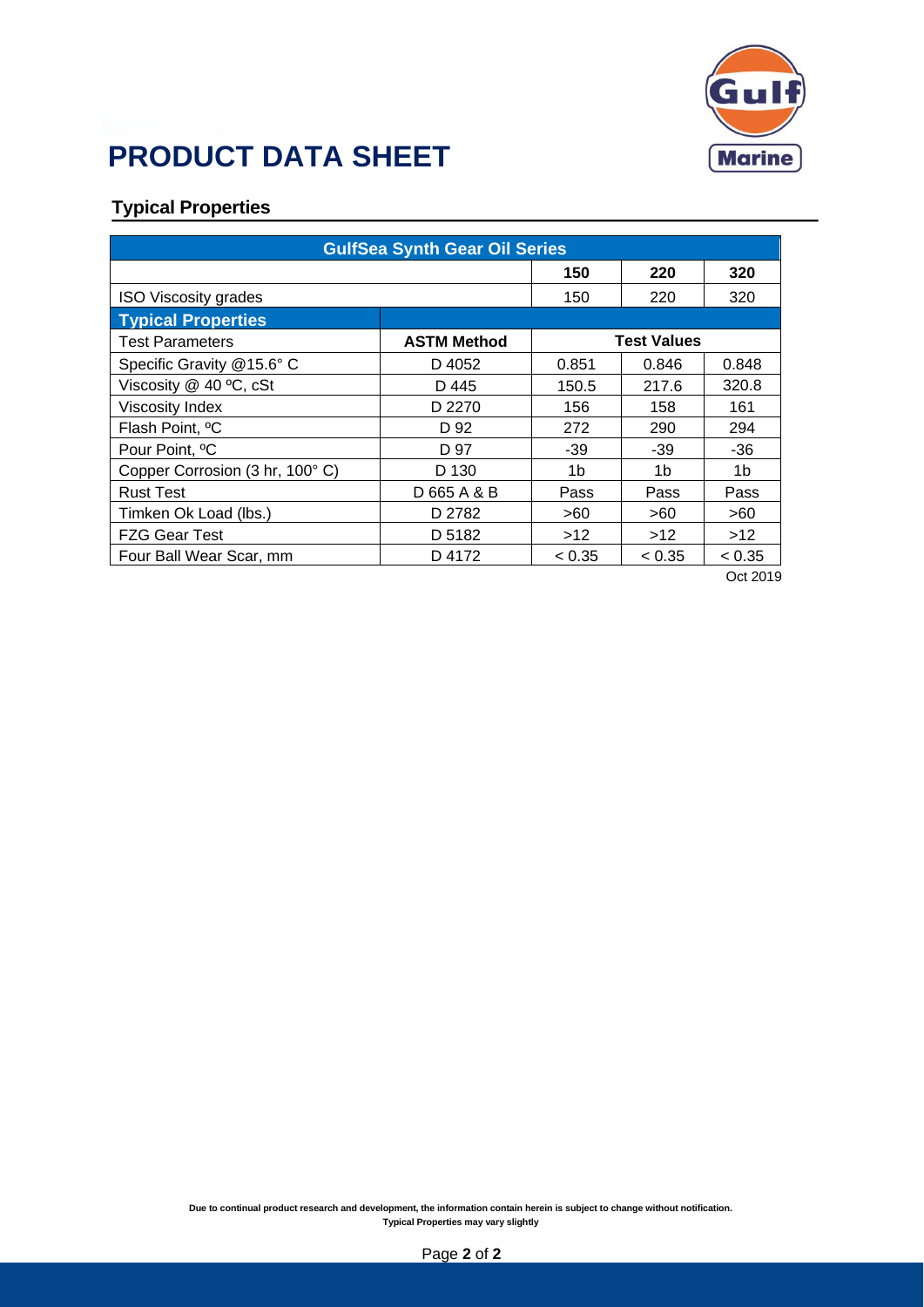# PRODUCT DATA SHEET

## Typical Properties

| GulfSea Synth Gear Oil Series | | | | |
|---|---|---|---|---|
| | | 150 | 220 | 320 |
| ISO Viscosity grades | | 150 | 220 | 320 |
| **Typical Properties** | | | | |
| Test Parameters | **ASTM Method** | **Test Values** | | |
| Specific Gravity @15.6° C | D 4052 | 0.851 | 0.846 | 0.848 |
| Viscosity @ 40 ºC, cSt | D 445 | 150.5 | 217.6 | 320.8 |
| Viscosity Index | D 2270 | 156 | 158 | 161 |
| Flash Point, ºC | D 92 | 272 | 290 | 294 |
| Pour Point, ºC | D 97 | -39 | -39 | -36 |
| Copper Corrosion (3 hr, 100° C) | D 130 | 1b | 1b | 1b |
| Rust Test | D 665 A & B | Pass | Pass | Pass |
| Timken Ok Load (lbs.) | D 2782 | >60 | >60 | >60 |
| FZG Gear Test | D 5182 | >12 | >12 | >12 |
| Four Ball Wear Scar, mm | D 4172 | < 0.35 | < 0.35 | < 0.35 |

Oct 2019

**Due to continual product research and development, the information contain herein is subject to change without notification.**
**Typical Properties may vary slightly**